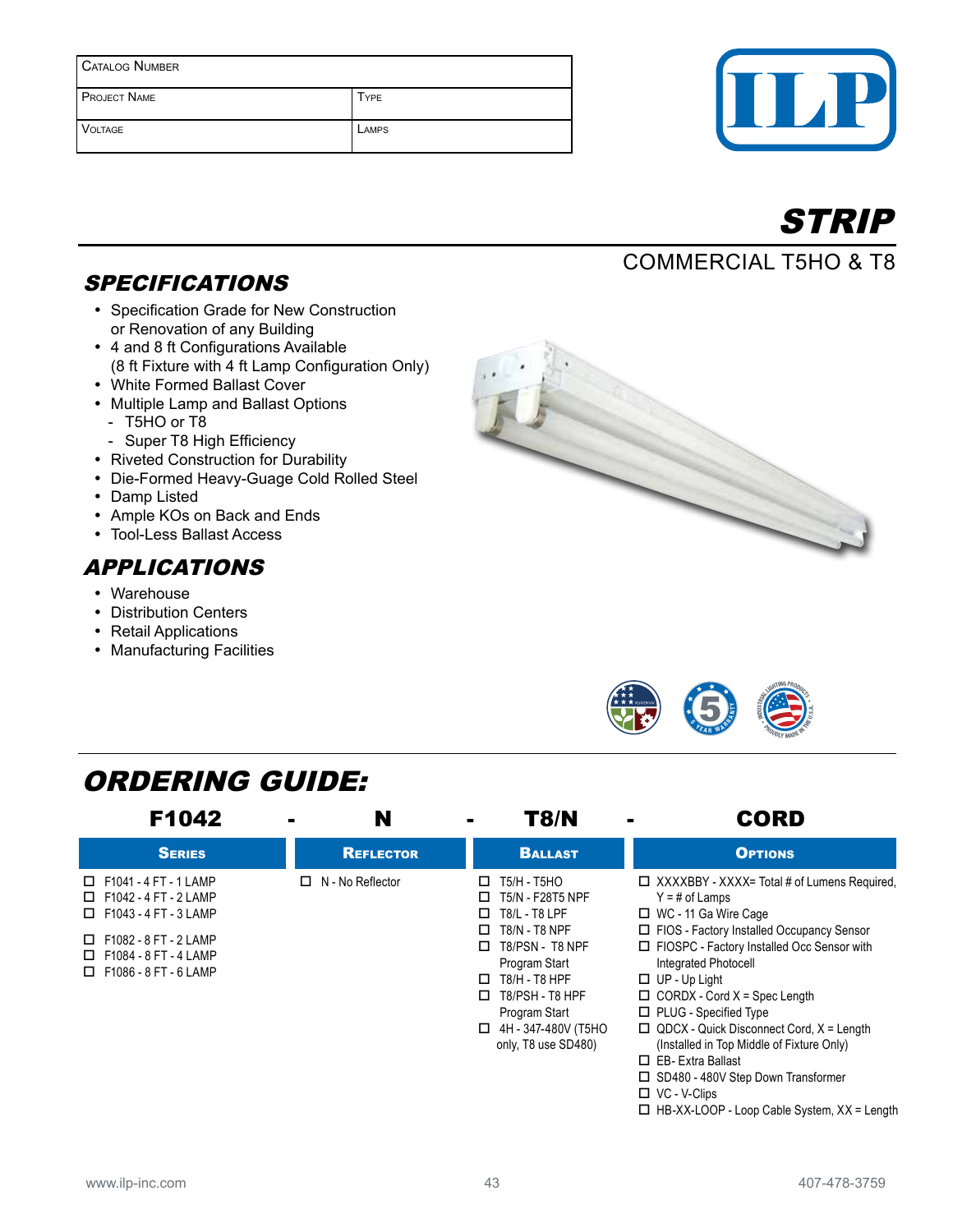| Catalog Number | |
|---|---|
| Project Name | Type |
| Voltage | Lamps |

ILP

# STRIP

## COMMERCIAL T5HO & T8

## SPECIFICATIONS

- Specification Grade for New Construction or Renovation of any Building
- 4 and 8 ft Configurations Available (8 ft Fixture with 4 ft Lamp Configuration Only)
- White Formed Ballast Cover
- Multiple Lamp and Ballast Options
  - T5HO or T8
  - Super T8 High Efficiency
- Riveted Construction for Durability
- Die-Formed Heavy-Guage Cold Rolled Steel
- Damp Listed
- Ample KOs on Back and Ends
- Tool-Less Ballast Access

## APPLICATIONS

- Warehouse
- Distribution Centers
- Retail Applications
- Manufacturing Facilities

## ORDERING GUIDE:

**F1042 - N - T8/N - CORD**

| Series | Reflector | Ballast | Options |
|---|---|---|---|
| ☐ F1041 - 4 FT - 1 LAMP<br>☐ F1042 - 4 FT - 2 LAMP<br>☐ F1043 - 4 FT - 3 LAMP<br>☐ F1082 - 8 FT - 2 LAMP<br>☐ F1084 - 8 FT - 4 LAMP<br>☐ F1086 - 8 FT - 6 LAMP | ☐ N - No Reflector | ☐ T5/H - T5HO<br>☐ T5/N - F28T5 NPF<br>☐ T8/L - T8 LPF<br>☐ T8/N - T8 NPF<br>☐ T8/PSN - T8 NPF Program Start<br>☐ T8/H - T8 HPF<br>☐ T8/PSH - T8 HPF Program Start<br>☐ 4H - 347-480V (T5HO only, T8 use SD480) | ☐ XXXXBBY - XXXX= Total # of Lumens Required, Y = # of Lamps<br>☐ WC - 11 Ga Wire Cage<br>☐ FIOS - Factory Installed Occupancy Sensor<br>☐ FIOSPC - Factory Installed Occ Sensor with Integrated Photocell<br>☐ UP - Up Light<br>☐ CORDX - Cord X = Spec Length<br>☐ PLUG - Specified Type<br>☐ QDCX - Quick Disconnect Cord, X = Length (Installed in Top Middle of Fixture Only)<br>☐ EB- Extra Ballast<br>☐ SD480 - 480V Step Down Transformer<br>☐ VC - V-Clips<br>☐ HB-XX-LOOP - Loop Cable System, XX = Length |

www.ilp-inc.com 407-478-3759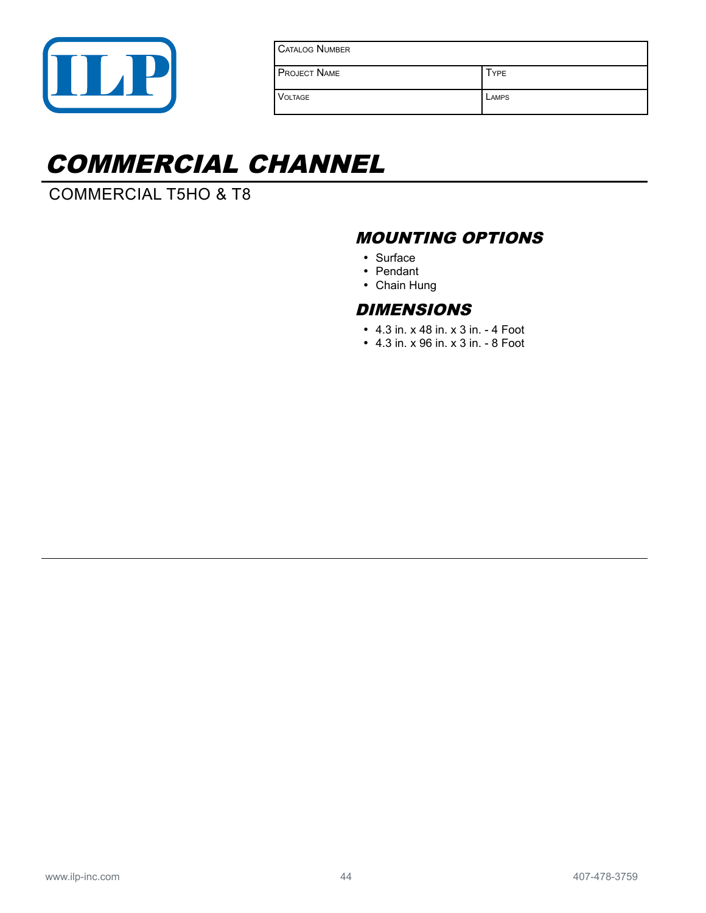| Catalog Number | |
|---|---|
| Project Name | Type |
| Voltage | Lamps |

# COMMERCIAL CHANNEL

COMMERCIAL T5HO & T8

## MOUNTING OPTIONS

- Surface
- Pendant
- Chain Hung

## DIMENSIONS

- 4.3 in. x 48 in. x 3 in. - 4 Foot
- 4.3 in. x 96 in. x 3 in. - 8 Foot

www.ilp-inc.com

407-478-3759